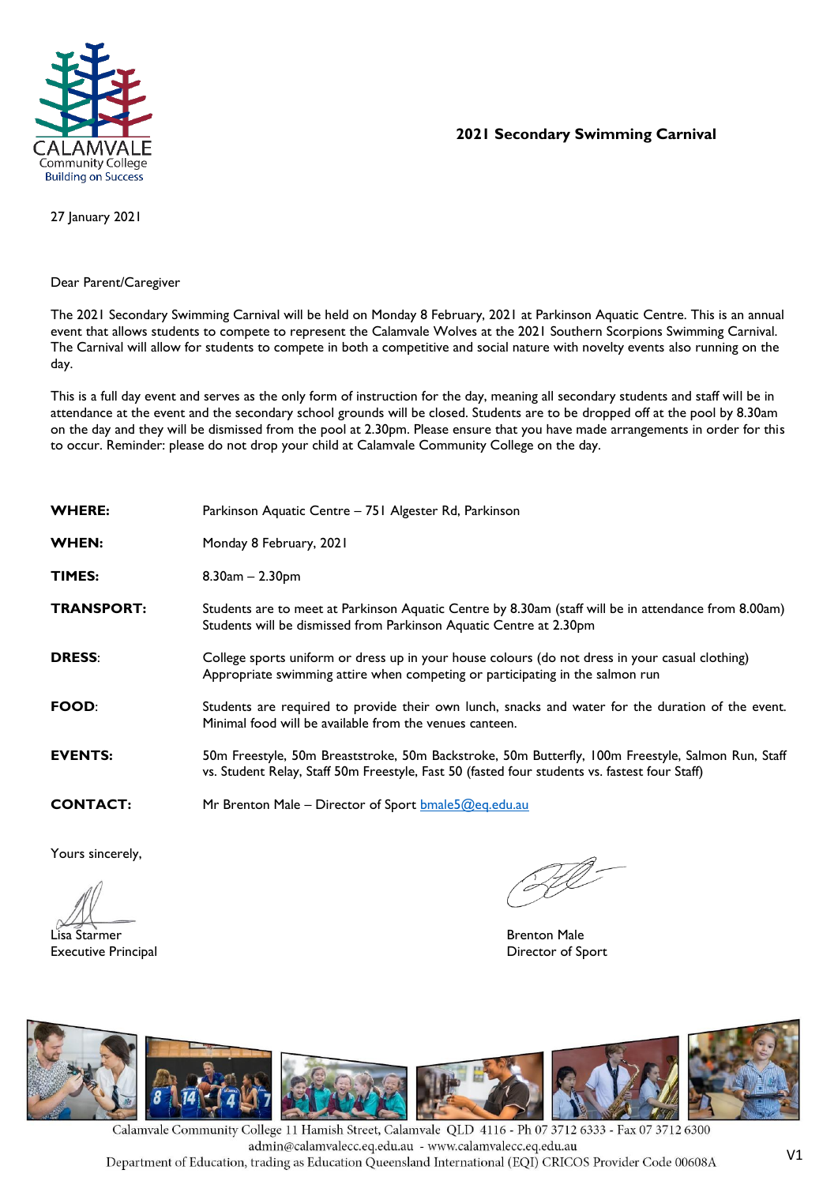CALAMVALE
Community College
Building on Success

## 2021 Secondary Swimming Carnival

27 January 2021

Dear Parent/Caregiver

The 2021 Secondary Swimming Carnival will be held on Monday 8 February, 2021 at Parkinson Aquatic Centre. This is an annual event that allows students to compete to represent the Calamvale Wolves at the 2021 Southern Scorpions Swimming Carnival. The Carnival will allow for students to compete in both a competitive and social nature with novelty events also running on the day.

This is a full day event and serves as the only form of instruction for the day, meaning all secondary students and staff will be in attendance at the event and the secondary school grounds will be closed. Students are to be dropped off at the pool by 8.30am on the day and they will be dismissed from the pool at 2.30pm. Please ensure that you have made arrangements in order for this to occur. Reminder: please do not drop your child at Calamvale Community College on the day.

| | |
|---|---|
| **WHERE:** | Parkinson Aquatic Centre – 751 Algester Rd, Parkinson |
| **WHEN:** | Monday 8 February, 2021 |
| **TIMES:** | 8.30am – 2.30pm |
| **TRANSPORT:** | Students are to meet at Parkinson Aquatic Centre by 8.30am (staff will be in attendance from 8.00am) Students will be dismissed from Parkinson Aquatic Centre at 2.30pm |
| **DRESS:** | College sports uniform or dress up in your house colours (do not dress in your casual clothing) Appropriate swimming attire when competing or participating in the salmon run |
| **FOOD:** | Students are required to provide their own lunch, snacks and water for the duration of the event. Minimal food will be available from the venues canteen. |
| **EVENTS:** | 50m Freestyle, 50m Breaststroke, 50m Backstroke, 50m Butterfly, 100m Freestyle, Salmon Run, Staff vs. Student Relay, Staff 50m Freestyle, Fast 50 (fasted four students vs. fastest four Staff) |
| **CONTACT:** | Mr Brenton Male – Director of Sport bmale5@eq.edu.au |

Yours sincerely,

Lisa Starmer
Executive Principal

Brenton Male
Director of Sport

Calamvale Community College 11 Hamish Street, Calamvale QLD 4116 - Ph 07 3712 6333 - Fax 07 3712 6300
admin@calamvalecc.eq.edu.au - www.calamvalecc.eq.edu.au
Department of Education, trading as Education Queensland International (EQI) CRICOS Provider Code 00608A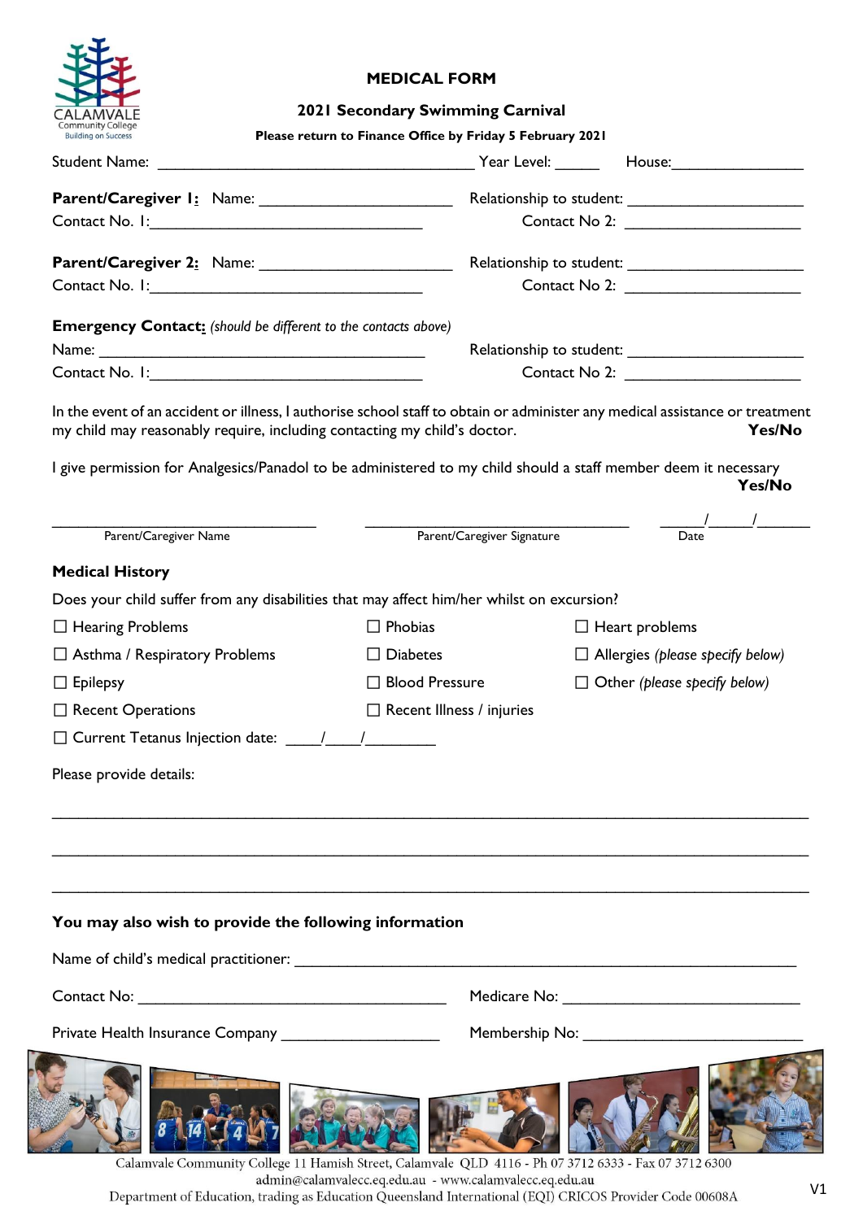CALAMVALE Community College
Building on Success

# MEDICAL FORM

## 2021 Secondary Swimming Carnival

**Please return to Finance Office by Friday 5 February 2021**

Student Name: ______________________________________ Year Level: ______ House: ________________

**Parent/Caregiver 1:** Name: _______________________ Relationship to student: _____________________
Contact No. 1: _________________________________ Contact No 2: _____________________

**Parent/Caregiver 2:** Name: _______________________ Relationship to student: _____________________
Contact No. 1: _________________________________ Contact No 2: _____________________

**Emergency Contact:** *(should be different to the contacts above)*
Name: _______________________________________ Relationship to student: _____________________
Contact No. 1: _________________________________ Contact No 2: _____________________

In the event of an accident or illness, I authorise school staff to obtain or administer any medical assistance or treatment my child may reasonably require, including contacting my child's doctor. **Yes/No**

I give permission for Analgesics/Panadol to be administered to my child should a staff member deem it necessary **Yes/No**

_________________________________ _________________________________ ______/______/_______
Parent/Caregiver Name Parent/Caregiver Signature Date

### Medical History

Does your child suffer from any disabilities that may affect him/her whilst on excursion?

- ☐ Hearing Problems
- ☐ Phobias
- ☐ Heart problems
- ☐ Asthma / Respiratory Problems
- ☐ Diabetes
- ☐ Allergies *(please specify below)*
- ☐ Epilepsy
- ☐ Blood Pressure
- ☐ Other *(please specify below)*
- ☐ Recent Operations
- ☐ Recent Illness / injuries
- ☐ Current Tetanus Injection date: ____/____/________

Please provide details:

_____________________________________________________________________________________

_____________________________________________________________________________________

_____________________________________________________________________________________

### You may also wish to provide the following information

Name of child's medical practitioner: ___________________________________________________________

Contact No: ____________________________________ Medicare No: ___________________________

Private Health Insurance Company ___________________ Membership No: ___________________________

Calamvale Community College 11 Hamish Street, Calamvale QLD 4116 - Ph 07 3712 6333 - Fax 07 3712 6300
admin@calamvalecc.eq.edu.au - www.calamvalecc.eq.edu.au
Department of Education, trading as Education Queensland International (EQI) CRICOS Provider Code 00608A

V1